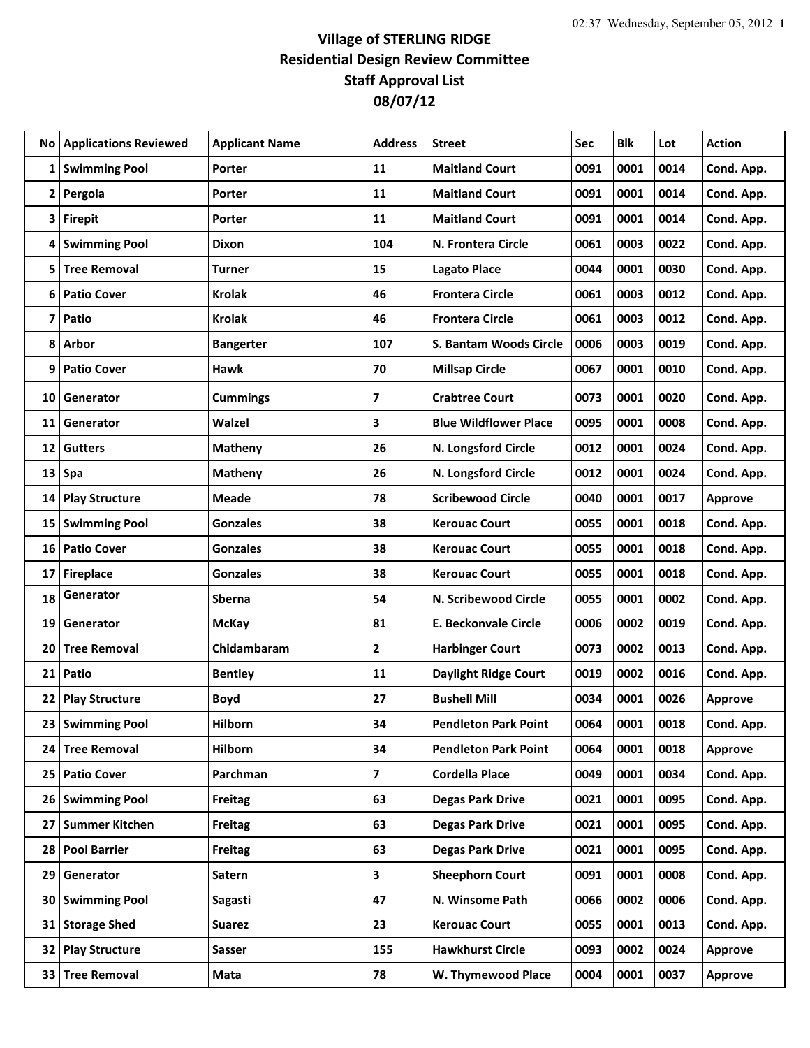# Village of STERLING RIDGE
## Residential Design Review Committee
## Staff Approval List
## 08/07/12

| No | Applications Reviewed | Applicant Name | Address | Street | Sec | Blk | Lot | Action |
|---|---|---|---|---|---|---|---|---|
| 1 | Swimming Pool | Porter | 11 | Maitland Court | 0091 | 0001 | 0014 | Cond. App. |
| 2 | Pergola | Porter | 11 | Maitland Court | 0091 | 0001 | 0014 | Cond. App. |
| 3 | Firepit | Porter | 11 | Maitland Court | 0091 | 0001 | 0014 | Cond. App. |
| 4 | Swimming Pool | Dixon | 104 | N. Frontera Circle | 0061 | 0003 | 0022 | Cond. App. |
| 5 | Tree Removal | Turner | 15 | Lagato Place | 0044 | 0001 | 0030 | Cond. App. |
| 6 | Patio Cover | Krolak | 46 | Frontera Circle | 0061 | 0003 | 0012 | Cond. App. |
| 7 | Patio | Krolak | 46 | Frontera Circle | 0061 | 0003 | 0012 | Cond. App. |
| 8 | Arbor | Bangerter | 107 | S. Bantam Woods Circle | 0006 | 0003 | 0019 | Cond. App. |
| 9 | Patio Cover | Hawk | 70 | Millsap Circle | 0067 | 0001 | 0010 | Cond. App. |
| 10 | Generator | Cummings | 7 | Crabtree Court | 0073 | 0001 | 0020 | Cond. App. |
| 11 | Generator | Walzel | 3 | Blue Wildflower Place | 0095 | 0001 | 0008 | Cond. App. |
| 12 | Gutters | Matheny | 26 | N. Longsford Circle | 0012 | 0001 | 0024 | Cond. App. |
| 13 | Spa | Matheny | 26 | N. Longsford Circle | 0012 | 0001 | 0024 | Cond. App. |
| 14 | Play Structure | Meade | 78 | Scribewood Circle | 0040 | 0001 | 0017 | Approve |
| 15 | Swimming Pool | Gonzales | 38 | Kerouac Court | 0055 | 0001 | 0018 | Cond. App. |
| 16 | Patio Cover | Gonzales | 38 | Kerouac Court | 0055 | 0001 | 0018 | Cond. App. |
| 17 | Fireplace | Gonzales | 38 | Kerouac Court | 0055 | 0001 | 0018 | Cond. App. |
| 18 | Generator | Sberna | 54 | N. Scribewood Circle | 0055 | 0001 | 0002 | Cond. App. |
| 19 | Generator | McKay | 81 | E. Beckonvale Circle | 0006 | 0002 | 0019 | Cond. App. |
| 20 | Tree Removal | Chidambaram | 2 | Harbinger Court | 0073 | 0002 | 0013 | Cond. App. |
| 21 | Patio | Bentley | 11 | Daylight Ridge Court | 0019 | 0002 | 0016 | Cond. App. |
| 22 | Play Structure | Boyd | 27 | Bushell Mill | 0034 | 0001 | 0026 | Approve |
| 23 | Swimming Pool | Hilborn | 34 | Pendleton Park Point | 0064 | 0001 | 0018 | Cond. App. |
| 24 | Tree Removal | Hilborn | 34 | Pendleton Park Point | 0064 | 0001 | 0018 | Approve |
| 25 | Patio Cover | Parchman | 7 | Cordella Place | 0049 | 0001 | 0034 | Cond. App. |
| 26 | Swimming Pool | Freitag | 63 | Degas Park Drive | 0021 | 0001 | 0095 | Cond. App. |
| 27 | Summer Kitchen | Freitag | 63 | Degas Park Drive | 0021 | 0001 | 0095 | Cond. App. |
| 28 | Pool Barrier | Freitag | 63 | Degas Park Drive | 0021 | 0001 | 0095 | Cond. App. |
| 29 | Generator | Satern | 3 | Sheephorn Court | 0091 | 0001 | 0008 | Cond. App. |
| 30 | Swimming Pool | Sagasti | 47 | N. Winsome Path | 0066 | 0002 | 0006 | Cond. App. |
| 31 | Storage Shed | Suarez | 23 | Kerouac Court | 0055 | 0001 | 0013 | Cond. App. |
| 32 | Play Structure | Sasser | 155 | Hawkhurst Circle | 0093 | 0002 | 0024 | Approve |
| 33 | Tree Removal | Mata | 78 | W. Thymewood Place | 0004 | 0001 | 0037 | Approve |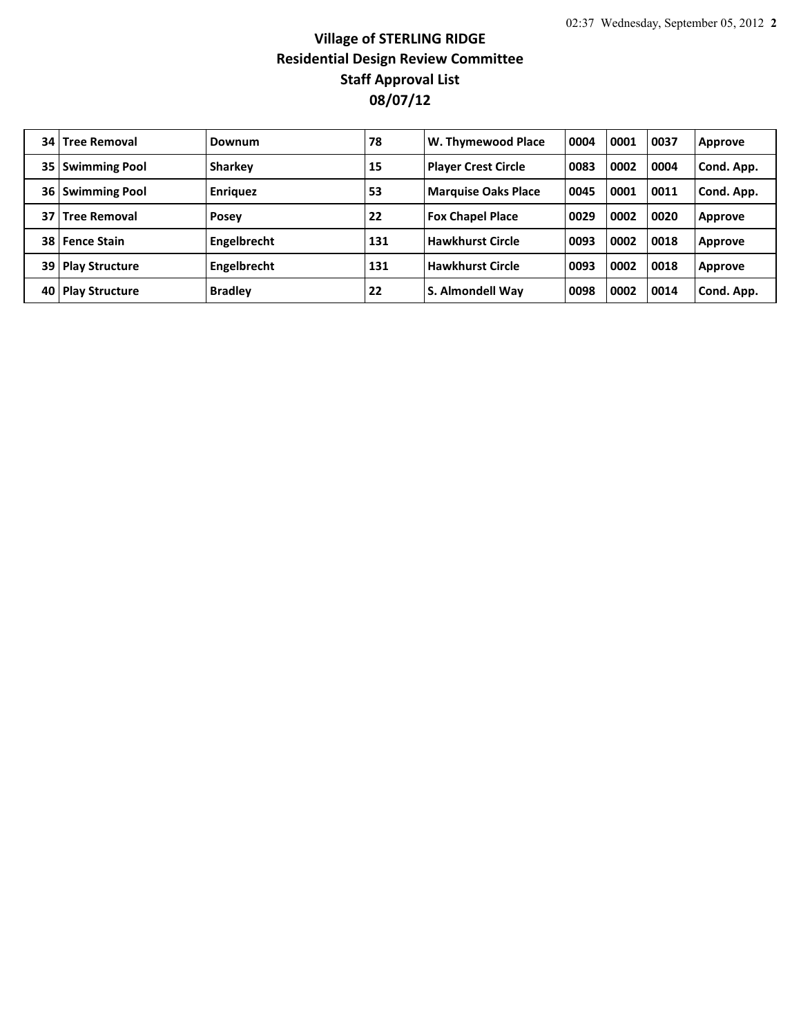**Village of STERLING RIDGE**
**Residential Design Review Committee**
**Staff Approval List**
**08/07/12**

| | | | | | | | | |
|---|---|---|---|---|---|---|---|---|
| 34 | Tree Removal | Downum | 78 | W. Thymewood Place | 0004 | 0001 | 0037 | Approve |
| 35 | Swimming Pool | Sharkey | 15 | Player Crest Circle | 0083 | 0002 | 0004 | Cond. App. |
| 36 | Swimming Pool | Enriquez | 53 | Marquise Oaks Place | 0045 | 0001 | 0011 | Cond. App. |
| 37 | Tree Removal | Posey | 22 | Fox Chapel Place | 0029 | 0002 | 0020 | Approve |
| 38 | Fence Stain | Engelbrecht | 131 | Hawkhurst Circle | 0093 | 0002 | 0018 | Approve |
| 39 | Play Structure | Engelbrecht | 131 | Hawkhurst Circle | 0093 | 0002 | 0018 | Approve |
| 40 | Play Structure | Bradley | 22 | S. Almondell Way | 0098 | 0002 | 0014 | Cond. App. |